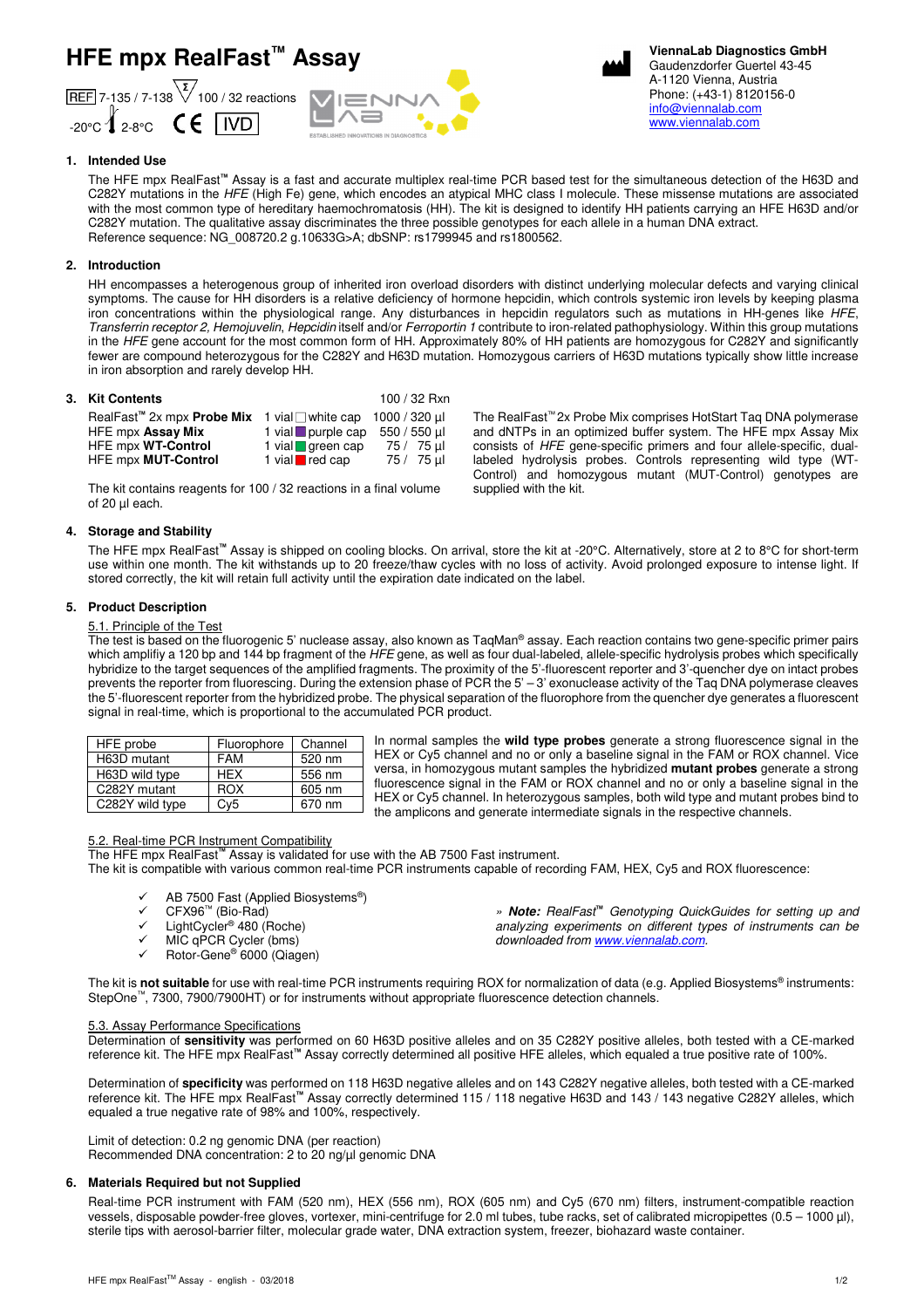# HFE mpx RealFast™ Assay

REF 7-135 / 7-138 Σ 100 / 32 reactions

-20°C 2-8°C CE IVD

**ViennaLab Diagnostics GmbH**
Gaudenzdorfer Guertel 43-45
A-1120 Vienna, Austria
Phone: (+43-1) 8120156-0
info@viennalab.com
www.viennalab.com

## 1. Intended Use

The HFE mpx RealFast™ Assay is a fast and accurate multiplex real-time PCR based test for the simultaneous detection of the H63D and C282Y mutations in the *HFE* (High Fe) gene, which encodes an atypical MHC class I molecule. These missense mutations are associated with the most common type of hereditary haemochromatosis (HH). The kit is designed to identify HH patients carrying an HFE H63D and/or C282Y mutation. The qualitative assay discriminates the three possible genotypes for each allele in a human DNA extract.
Reference sequence: NG_008720.2 g.10633G>A; dbSNP: rs1799945 and rs1800562.

## 2. Introduction

HH encompasses a heterogenous group of inherited iron overload disorders with distinct underlying molecular defects and varying clinical symptoms. The cause for HH disorders is a relative deficiency of hormone hepcidin, which controls systemic iron levels by keeping plasma iron concentrations within the physiological range. Any disturbances in hepcidin regulators such as mutations in HH-genes like *HFE*, *Transferrin receptor 2*, *Hemojuvelin*, *Hepcidin* itself and/or *Ferroportin 1* contribute to iron-related pathophysiology. Within this group mutations in the *HFE* gene account for the most common form of HH. Approximately 80% of HH patients are homozygous for C282Y and significantly fewer are compound heterozygous for the C282Y and H63D mutation. Homozygous carriers of H63D mutations typically show little increase in iron absorption and rarely develop HH.

## 3. Kit Contents

| | | 100 / 32 Rxn |
|---|---|---|
| RealFast™ 2x mpx **Probe Mix** | 1 vial white cap | 1000 / 320 µl |
| HFE mpx **Assay Mix** | 1 vial purple cap | 550 / 550 µl |
| HFE mpx **WT-Control** | 1 vial green cap | 75 / 75 µl |
| HFE mpx **MUT-Control** | 1 vial red cap | 75 / 75 µl |

The kit contains reagents for 100 / 32 reactions in a final volume of 20 µl each.

The RealFast™ 2x Probe Mix comprises HotStart Taq DNA polymerase and dNTPs in an optimized buffer system. The HFE mpx Assay Mix consists of *HFE* gene-specific primers and four allele-specific, dual-labeled hydrolysis probes. Controls representing wild type (WT-Control) and homozygous mutant (MUT-Control) genotypes are supplied with the kit.

## 4. Storage and Stability

The HFE mpx RealFast™ Assay is shipped on cooling blocks. On arrival, store the kit at -20°C. Alternatively, store at 2 to 8°C for short-term use within one month. The kit withstands up to 20 freeze/thaw cycles with no loss of activity. Avoid prolonged exposure to intense light. If stored correctly, the kit will retain full activity until the expiration date indicated on the label.

## 5. Product Description

### 5.1. Principle of the Test

The test is based on the fluorogenic 5' nuclease assay, also known as TaqMan® assay. Each reaction contains two gene-specific primer pairs which amplifiy a 120 bp and 144 bp fragment of the *HFE* gene, as well as four dual-labeled, allele-specific hydrolysis probes which specifically hybridize to the target sequences of the amplified fragments. The proximity of the 5'-fluorescent reporter and 3'-quencher dye on intact probes prevents the reporter from fluorescing. During the extension phase of PCR the 5' – 3' exonuclease activity of the Taq DNA polymerase cleaves the 5'-fluorescent reporter from the hybridized probe. The physical separation of the fluorophore from the quencher dye generates a fluorescent signal in real-time, which is proportional to the accumulated PCR product.

| HFE probe | Fluorophore | Channel |
|---|---|---|
| H63D mutant | FAM | 520 nm |
| H63D wild type | HEX | 556 nm |
| C282Y mutant | ROX | 605 nm |
| C282Y wild type | Cy5 | 670 nm |

In normal samples the **wild type probes** generate a strong fluorescence signal in the HEX or Cy5 channel and no or only a baseline signal in the FAM or ROX channel. Vice versa, in homozygous mutant samples the hybridized **mutant probes** generate a strong fluorescence signal in the FAM or ROX channel and no or only a baseline signal in the HEX or Cy5 channel. In heterozygous samples, both wild type and mutant probes bind to the amplicons and generate intermediate signals in the respective channels.

### 5.2. Real-time PCR Instrument Compatibility

The HFE mpx RealFast™ Assay is validated for use with the AB 7500 Fast instrument.
The kit is compatible with various common real-time PCR instruments capable of recording FAM, HEX, Cy5 and ROX fluorescence:

- ✓ AB 7500 Fast (Applied Biosystems®)
- ✓ CFX96™ (Bio-Rad)
- ✓ LightCycler® 480 (Roche)
- ✓ MIC qPCR Cycler (bms)
- ✓ Rotor-Gene® 6000 (Qiagen)

*» **Note:** RealFast™ Genotyping QuickGuides for setting up and analyzing experiments on different types of instruments can be downloaded from www.viennalab.com.*

The kit is **not suitable** for use with real-time PCR instruments requiring ROX for normalization of data (e.g. Applied Biosystems® instruments: StepOne™, 7300, 7900/7900HT) or for instruments without appropriate fluorescence detection channels.

### 5.3. Assay Performance Specifications

Determination of **sensitivity** was performed on 60 H63D positive alleles and on 35 C282Y positive alleles, both tested with a CE-marked reference kit. The HFE mpx RealFast™ Assay correctly determined all positive HFE alleles, which equaled a true positive rate of 100%.

Determination of **specificity** was performed on 118 H63D negative alleles and on 143 C282Y negative alleles, both tested with a CE-marked reference kit. The HFE mpx RealFast™ Assay correctly determined 115 / 118 negative H63D and 143 / 143 negative C282Y alleles, which equaled a true negative rate of 98% and 100%, respectively.

Limit of detection: 0.2 ng genomic DNA (per reaction)
Recommended DNA concentration: 2 to 20 ng/µl genomic DNA

## 6. Materials Required but not Supplied

Real-time PCR instrument with FAM (520 nm), HEX (556 nm), ROX (605 nm) and Cy5 (670 nm) filters, instrument-compatible reaction vessels, disposable powder-free gloves, vortexer, mini-centrifuge for 2.0 ml tubes, tube racks, set of calibrated micropipettes (0.5 – 1000 µl), sterile tips with aerosol-barrier filter, molecular grade water, DNA extraction system, freezer, biohazard waste container.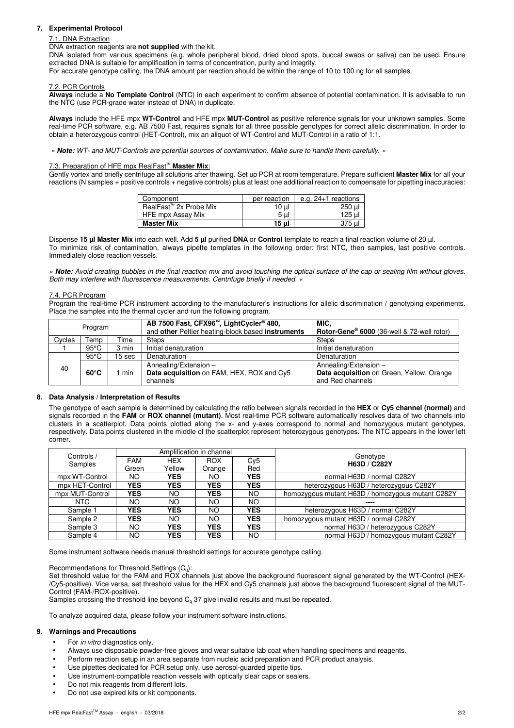## 7. Experimental Protocol

### 7.1. DNA Extraction

DNA extraction reagents are **not supplied** with the kit.

DNA isolated from various specimens (e.g. whole peripheral blood, dried blood spots, buccal swabs or saliva) can be used. Ensure extracted DNA is suitable for amplification in terms of concentration, purity and integrity.

For accurate genotype calling, the DNA amount per reaction should be within the range of 10 to 100 ng for all samples.

### 7.2. PCR Controls

**Always** include a **No Template Control** (NTC) in each experiment to confirm absence of potential contamination. It is advisable to run the NTC (use PCR-grade water instead of DNA) in duplicate.

**Always** include the HFE mpx **WT-Control** and HFE mpx **MUT-Control** as positive reference signals for your unknown samples. Some real-time PCR software, e.g. AB 7500 Fast, requires signals for all three possible genotypes for correct allelic discrimination. In order to obtain a heterozygous control (HET-Control), mix an aliquot of WT-Control and MUT-Control in a ratio of 1:1.

» ***Note:*** *WT- and MUT-Controls are potential sources of contamination. Make sure to handle them carefully.* «

### 7.3. Preparation of HFE mpx RealFast™ Master Mix:

Gently vortex and briefly centrifuge all solutions after thawing. Set up PCR at room temperature. Prepare sufficient **Master Mix** for all your reactions (N samples + positive controls + negative controls) plus at least one additional reaction to compensate for pipetting inaccuracies:

| Component | per reaction | e.g. 24+1 reactions |
|---|---|---|
| RealFast™ 2x Probe Mix | 10 µl | 250 µl |
| HFE mpx Assay Mix | 5 µl | 125 µl |
| **Master Mix** | **15 µl** | 375 µl |

Dispense **15 µl Master Mix** into each well. Add **5 µl** purified **DNA** or **Control** template to reach a final reaction volume of 20 µl.

To minimize risk of contamination, always pipette templates in the following order: first NTC, then samples, last positive controls. Immediately close reaction vessels.

» ***Note:*** *Avoid creating bubbles in the final reaction mix and avoid touching the optical surface of the cap or sealing film without gloves. Both may interfere with fluorescence measurements. Centrifuge briefly if needed.* «

### 7.4. PCR Program

Program the real-time PCR instrument according to the manufacturer's instructions for allelic discrimination / genotyping experiments. Place the samples into the thermal cycler and run the following program.

| Program | | | AB 7500 Fast, CFX96™, LightCycler® 480, and other Peltier heating-block based instruments | MIC, Rotor-Gene® 6000 (36-well & 72-well rotor) |
|---|---|---|---|---|
| Cycles | Temp | Time | Steps | Steps |
| 1 | 95°C | 3 min | Initial denaturation | Initial denaturation |
| 40 | 95°C | 15 sec | Denaturation | Denaturation |
| | **60°C** | 1 min | Annealing/Extension – **Data acquisition** on FAM, HEX, ROX and Cy5 channels | Annealing/Extension – **Data acquisition** on Green, Yellow, Orange and Red channels |

## 8. Data Analysis / Interpretation of Results

The genotype of each sample is determined by calculating the ratio between signals recorded in the **HEX** or **Cy5 channel (normal)** and signals recorded in the **FAM** or **ROX channel (mutant)**. Most real-time PCR software automatically resolves data of two channels into clusters in a scatterplot. Data points plotted along the x- and y-axes correspond to normal and homozygous mutant genotypes, respectively. Data points clustered in the middle of the scatterplot represent heterozygous genotypes. The NTC appears in the lower left corner.

| Controls / Samples | Amplification in channel | | | | Genotype **H63D / C282Y** |
|---|---|---|---|---|---|
| | FAM Green | HEX Yellow | ROX Orange | Cy5 Red | |
| mpx WT-Control | NO | **YES** | NO | **YES** | normal H63D / normal C282Y |
| mpx HET-Control | **YES** | **YES** | **YES** | **YES** | heterozygous H63D / heterozygous C282Y |
| mpx MUT-Control | **YES** | NO | **YES** | NO | homozygous mutant H63D / homozygous mutant C282Y |
| NTC | NO | NO | NO | NO | ---- |
| Sample 1 | **YES** | **YES** | NO | **YES** | heterozygous H63D / normal C282Y |
| Sample 2 | **YES** | NO | NO | **YES** | homozygous mutant H63D / normal C282Y |
| Sample 3 | NO | **YES** | **YES** | **YES** | normal H63D / heterozygous C282Y |
| Sample 4 | NO | **YES** | **YES** | NO | normal H63D / homozygous mutant C282Y |

Some instrument software needs manual threshold settings for accurate genotype calling.

Recommendations for Threshold Settings ($C_q$):

Set threshold value for the FAM and ROX channels just above the background fluorescent signal generated by the WT-Control (HEX-/Cy5-positive). Vice versa, set threshold value for the HEX and Cy5 channels just above the background fluorescent signal of the MUT-Control (FAM-/ROX-positive).

Samples crossing the threshold line beyond $C_q$ 37 give invalid results and must be repeated.

To analyze acquired data, please follow your instrument software instructions.

## 9. Warnings and Precautions

- For *in vitro* diagnostics only.
- Always use disposable powder-free gloves and wear suitable lab coat when handling specimens and reagents.
- Perform reaction setup in an area separate from nucleic acid preparation and PCR product analysis.
- Use pipettes dedicated for PCR setup only, use aerosol-guarded pipette tips.
- Use instrument-compatible reaction vessels with optically clear caps or sealers.
- Do not mix reagents from different lots.
- Do not use expired kits or kit components.